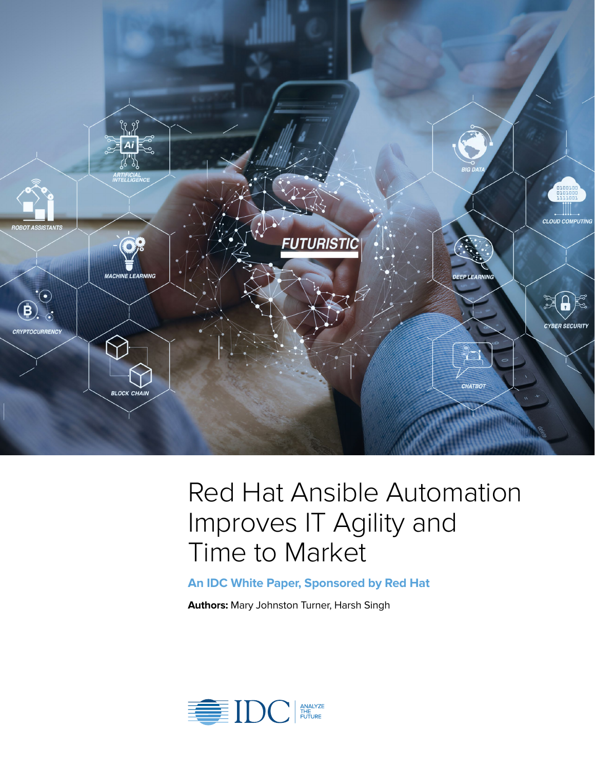# Red Hat Ansible Automation Improves IT Agility and Time to Market

**An IDC White Paper, Sponsored by Red Hat**

**Authors:** Mary Johnston Turner, Harsh Singh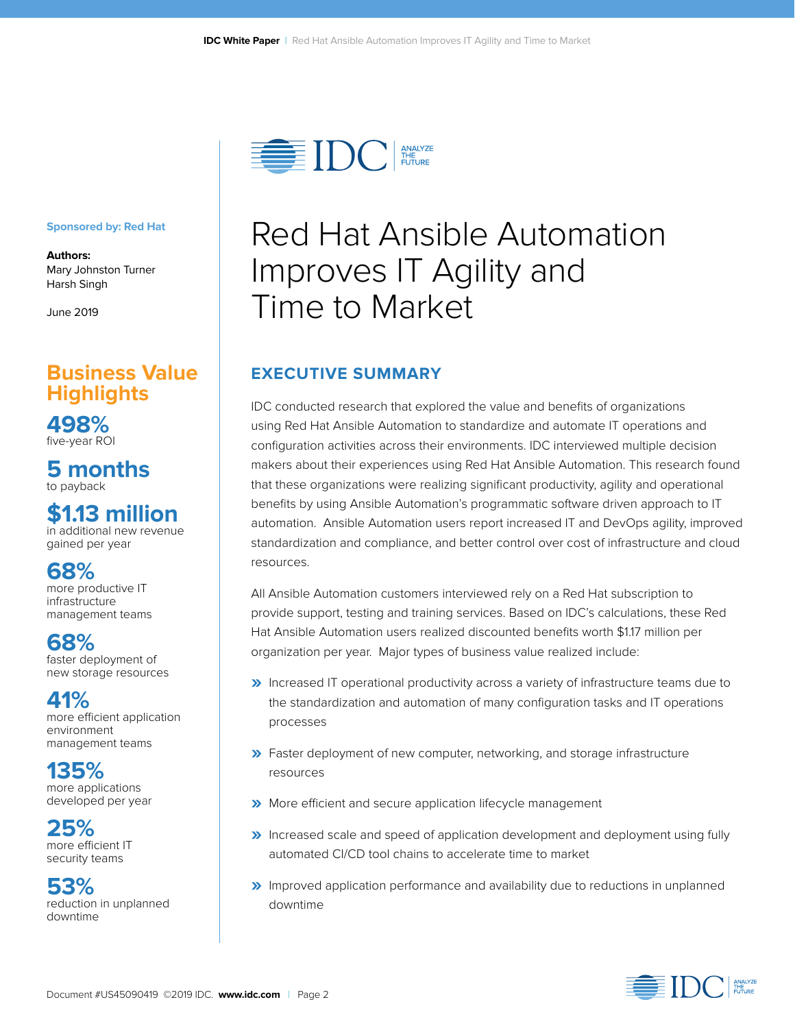Sponsored by: Red Hat

**Authors:**
Mary Johnston Turner
Harsh Singh

June 2019

## Business Value Highlights

**498%**
five-year ROI

**5 months**
to payback

**$1.13 million**
in additional new revenue gained per year

**68%**
more productive IT infrastructure management teams

**68%**
faster deployment of new storage resources

**41%**
more efficient application environment management teams

**135%**
more applications developed per year

**25%**
more efficient IT security teams

**53%**
reduction in unplanned downtime

# Red Hat Ansible Automation Improves IT Agility and Time to Market

## EXECUTIVE SUMMARY

IDC conducted research that explored the value and benefits of organizations using Red Hat Ansible Automation to standardize and automate IT operations and configuration activities across their environments. IDC interviewed multiple decision makers about their experiences using Red Hat Ansible Automation. This research found that these organizations were realizing significant productivity, agility and operational benefits by using Ansible Automation's programmatic software driven approach to IT automation. Ansible Automation users report increased IT and DevOps agility, improved standardization and compliance, and better control over cost of infrastructure and cloud resources.

All Ansible Automation customers interviewed rely on a Red Hat subscription to provide support, testing and training services. Based on IDC's calculations, these Red Hat Ansible Automation users realized discounted benefits worth $1.17 million per organization per year. Major types of business value realized include:

- Increased IT operational productivity across a variety of infrastructure teams due to the standardization and automation of many configuration tasks and IT operations processes
- Faster deployment of new computer, networking, and storage infrastructure resources
- More efficient and secure application lifecycle management
- Increased scale and speed of application development and deployment using fully automated CI/CD tool chains to accelerate time to market
- Improved application performance and availability due to reductions in unplanned downtime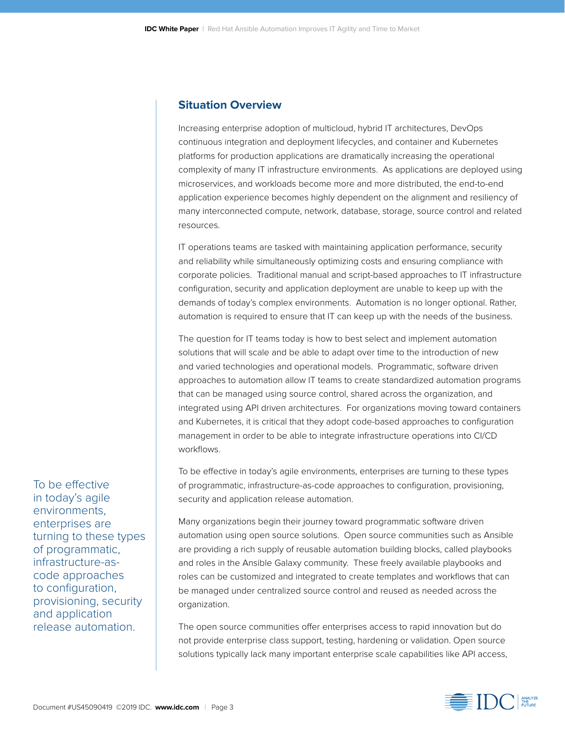## Situation Overview

Increasing enterprise adoption of multicloud, hybrid IT architectures, DevOps continuous integration and deployment lifecycles, and container and Kubernetes platforms for production applications are dramatically increasing the operational complexity of many IT infrastructure environments. As applications are deployed using microservices, and workloads become more and more distributed, the end-to-end application experience becomes highly dependent on the alignment and resiliency of many interconnected compute, network, database, storage, source control and related resources.

IT operations teams are tasked with maintaining application performance, security and reliability while simultaneously optimizing costs and ensuring compliance with corporate policies. Traditional manual and script-based approaches to IT infrastructure configuration, security and application deployment are unable to keep up with the demands of today's complex environments. Automation is no longer optional. Rather, automation is required to ensure that IT can keep up with the needs of the business.

The question for IT teams today is how to best select and implement automation solutions that will scale and be able to adapt over time to the introduction of new and varied technologies and operational models. Programmatic, software driven approaches to automation allow IT teams to create standardized automation programs that can be managed using source control, shared across the organization, and integrated using API driven architectures. For organizations moving toward containers and Kubernetes, it is critical that they adopt code-based approaches to configuration management in order to be able to integrate infrastructure operations into CI/CD workflows.

To be effective in today's agile environments, enterprises are turning to these types of programmatic, infrastructure-as-code approaches to configuration, provisioning, security and application release automation.

Many organizations begin their journey toward programmatic software driven automation using open source solutions. Open source communities such as Ansible are providing a rich supply of reusable automation building blocks, called playbooks and roles in the Ansible Galaxy community. These freely available playbooks and roles can be customized and integrated to create templates and workflows that can be managed under centralized source control and reused as needed across the organization.

The open source communities offer enterprises access to rapid innovation but do not provide enterprise class support, testing, hardening or validation. Open source solutions typically lack many important enterprise scale capabilities like API access,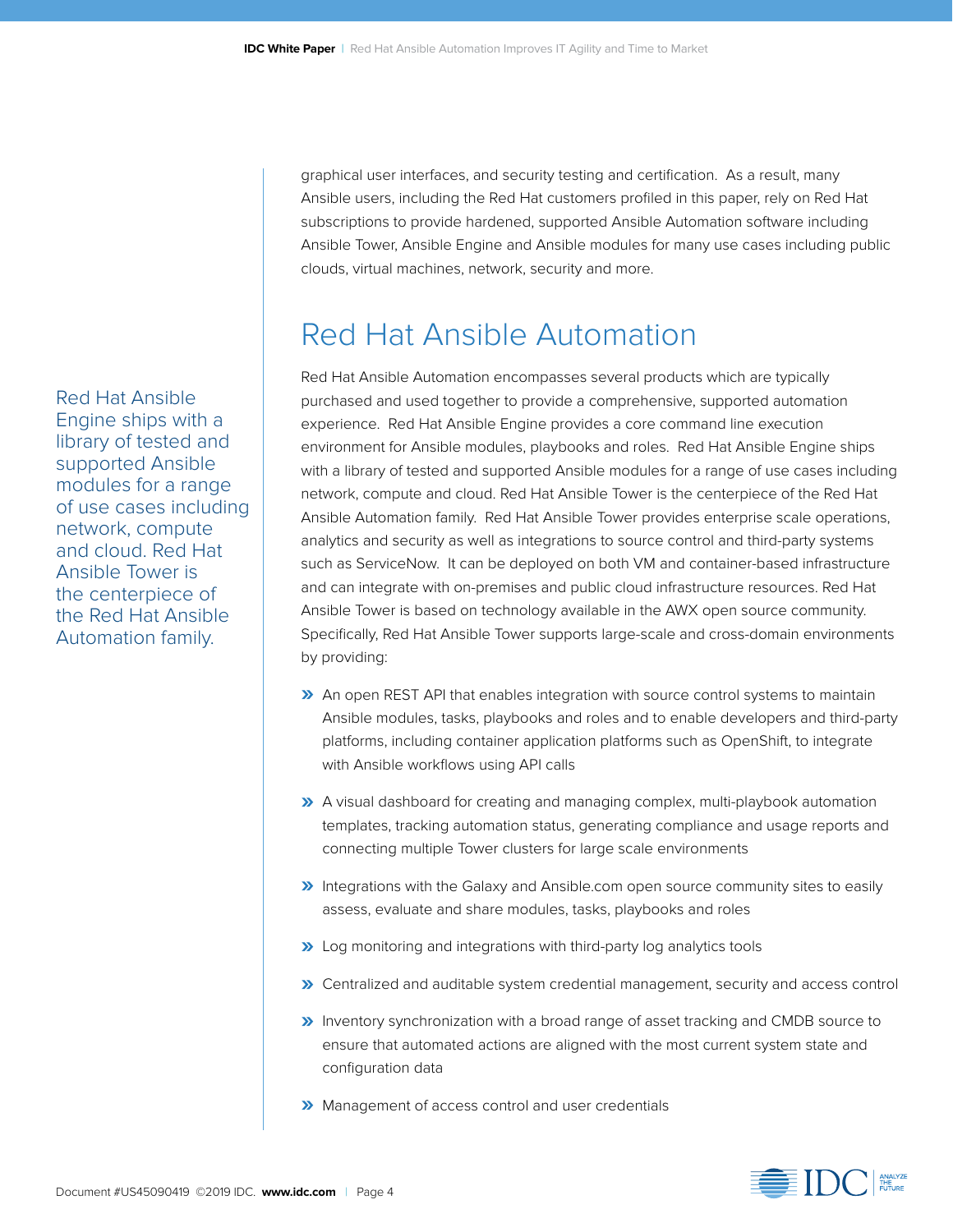graphical user interfaces, and security testing and certification. As a result, many Ansible users, including the Red Hat customers profiled in this paper, rely on Red Hat subscriptions to provide hardened, supported Ansible Automation software including Ansible Tower, Ansible Engine and Ansible modules for many use cases including public clouds, virtual machines, network, security and more.

## Red Hat Ansible Automation

Red Hat Ansible Automation encompasses several products which are typically purchased and used together to provide a comprehensive, supported automation experience. Red Hat Ansible Engine provides a core command line execution environment for Ansible modules, playbooks and roles. Red Hat Ansible Engine ships with a library of tested and supported Ansible modules for a range of use cases including network, compute and cloud. Red Hat Ansible Tower is the centerpiece of the Red Hat Ansible Automation family. Red Hat Ansible Tower provides enterprise scale operations, analytics and security as well as integrations to source control and third-party systems such as ServiceNow. It can be deployed on both VM and container-based infrastructure and can integrate with on-premises and public cloud infrastructure resources. Red Hat Ansible Tower is based on technology available in the AWX open source community. Specifically, Red Hat Ansible Tower supports large-scale and cross-domain environments by providing:

> Red Hat Ansible Engine ships with a library of tested and supported Ansible modules for a range of use cases including network, compute and cloud. Red Hat Ansible Tower is the centerpiece of the Red Hat Ansible Automation family.

- An open REST API that enables integration with source control systems to maintain Ansible modules, tasks, playbooks and roles and to enable developers and third-party platforms, including container application platforms such as OpenShift, to integrate with Ansible workflows using API calls
- A visual dashboard for creating and managing complex, multi-playbook automation templates, tracking automation status, generating compliance and usage reports and connecting multiple Tower clusters for large scale environments
- Integrations with the Galaxy and Ansible.com open source community sites to easily assess, evaluate and share modules, tasks, playbooks and roles
- Log monitoring and integrations with third-party log analytics tools
- Centralized and auditable system credential management, security and access control
- Inventory synchronization with a broad range of asset tracking and CMDB source to ensure that automated actions are aligned with the most current system state and configuration data
- Management of access control and user credentials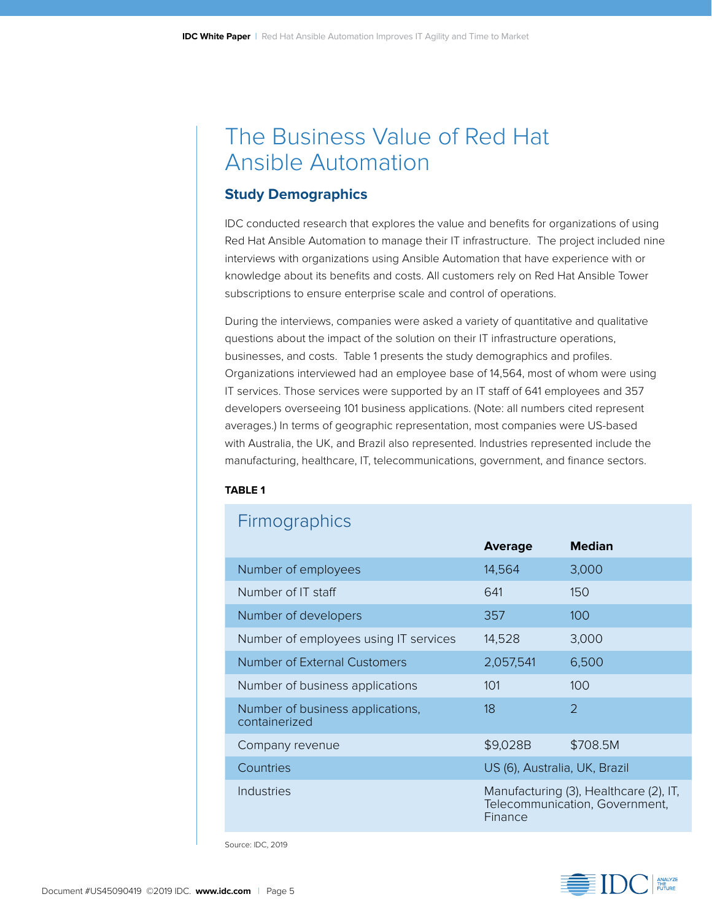# The Business Value of Red Hat Ansible Automation

## Study Demographics

IDC conducted research that explores the value and benefits for organizations of using Red Hat Ansible Automation to manage their IT infrastructure. The project included nine interviews with organizations using Ansible Automation that have experience with or knowledge about its benefits and costs. All customers rely on Red Hat Ansible Tower subscriptions to ensure enterprise scale and control of operations.

During the interviews, companies were asked a variety of quantitative and qualitative questions about the impact of the solution on their IT infrastructure operations, businesses, and costs. Table 1 presents the study demographics and profiles. Organizations interviewed had an employee base of 14,564, most of whom were using IT services. Those services were supported by an IT staff of 641 employees and 357 developers overseeing 101 business applications. (Note: all numbers cited represent averages.) In terms of geographic representation, most companies were US-based with Australia, the UK, and Brazil also represented. Industries represented include the manufacturing, healthcare, IT, telecommunications, government, and finance sectors.

**TABLE 1**

Firmographics

| | Average | Median |
|---|---|---|
| Number of employees | 14,564 | 3,000 |
| Number of IT staff | 641 | 150 |
| Number of developers | 357 | 100 |
| Number of employees using IT services | 14,528 | 3,000 |
| Number of External Customers | 2,057,541 | 6,500 |
| Number of business applications | 101 | 100 |
| Number of business applications, containerized | 18 | 2 |
| Company revenue | $9,028B | $708.5M |
| Countries | US (6), Australia, UK, Brazil | |
| Industries | Manufacturing (3), Healthcare (2), IT, Telecommunication, Government, Finance | |

Source: IDC, 2019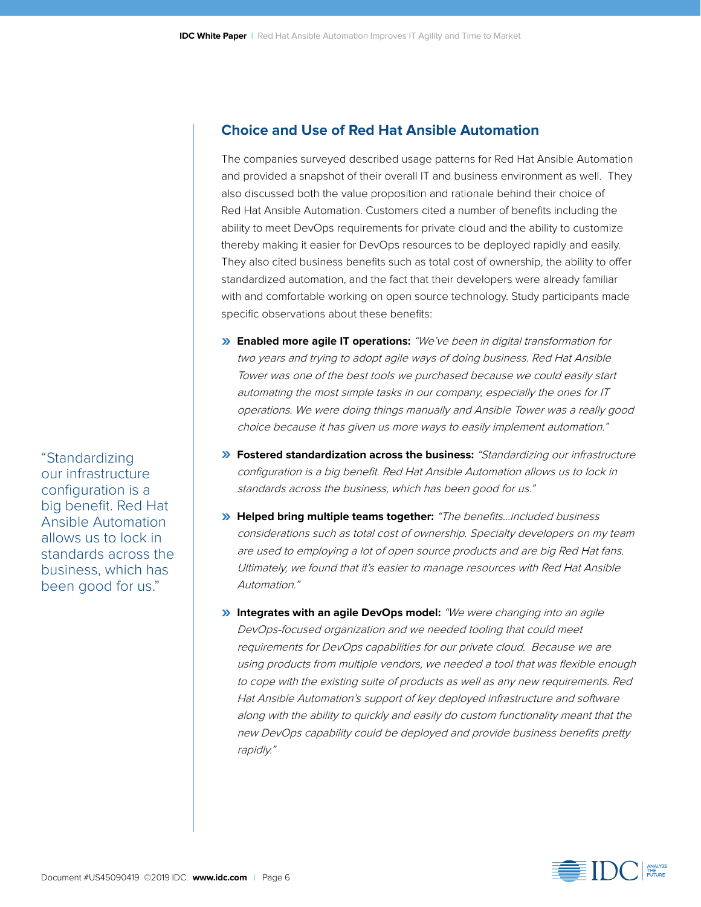## Choice and Use of Red Hat Ansible Automation

The companies surveyed described usage patterns for Red Hat Ansible Automation and provided a snapshot of their overall IT and business environment as well. They also discussed both the value proposition and rationale behind their choice of Red Hat Ansible Automation. Customers cited a number of benefits including the ability to meet DevOps requirements for private cloud and the ability to customize thereby making it easier for DevOps resources to be deployed rapidly and easily. They also cited business benefits such as total cost of ownership, the ability to offer standardized automation, and the fact that their developers were already familiar with and comfortable working on open source technology. Study participants made specific observations about these benefits:

- **Enabled more agile IT operations:** *"We've been in digital transformation for two years and trying to adopt agile ways of doing business. Red Hat Ansible Tower was one of the best tools we purchased because we could easily start automating the most simple tasks in our company, especially the ones for IT operations. We were doing things manually and Ansible Tower was a really good choice because it has given us more ways to easily implement automation."*
- **Fostered standardization across the business:** *"Standardizing our infrastructure configuration is a big benefit. Red Hat Ansible Automation allows us to lock in standards across the business, which has been good for us."*
- **Helped bring multiple teams together:** *"The benefits...included business considerations such as total cost of ownership. Specialty developers on my team are used to employing a lot of open source products and are big Red Hat fans. Ultimately, we found that it's easier to manage resources with Red Hat Ansible Automation."*
- **Integrates with an agile DevOps model:** *"We were changing into an agile DevOps-focused organization and we needed tooling that could meet requirements for DevOps capabilities for our private cloud. Because we are using products from multiple vendors, we needed a tool that was flexible enough to cope with the existing suite of products as well as any new requirements. Red Hat Ansible Automation's support of key deployed infrastructure and software along with the ability to quickly and easily do custom functionality meant that the new DevOps capability could be deployed and provide business benefits pretty rapidly."*

"Standardizing our infrastructure configuration is a big benefit. Red Hat Ansible Automation allows us to lock in standards across the business, which has been good for us."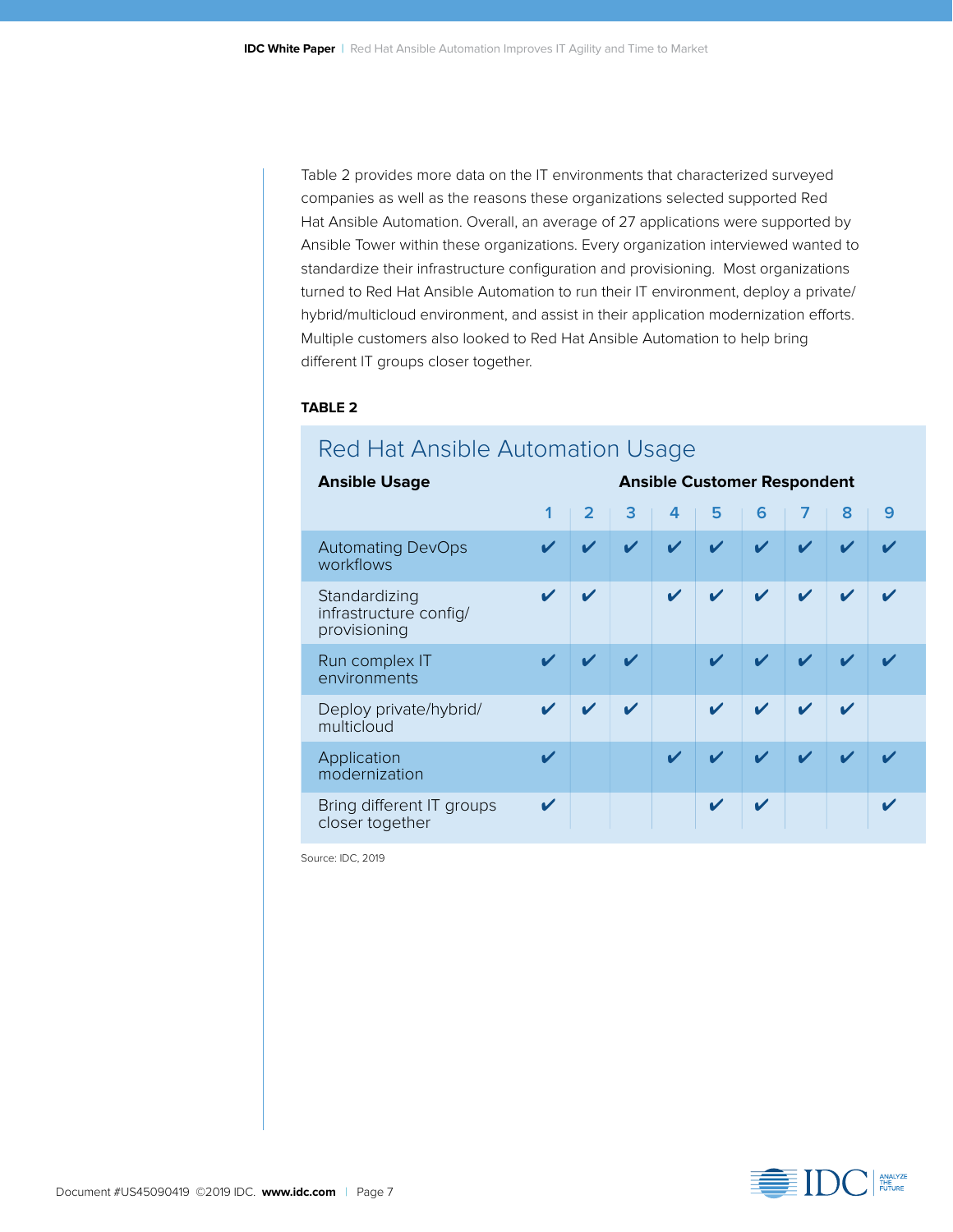Table 2 provides more data on the IT environments that characterized surveyed companies as well as the reasons these organizations selected supported Red Hat Ansible Automation. Overall, an average of 27 applications were supported by Ansible Tower within these organizations. Every organization interviewed wanted to standardize their infrastructure configuration and provisioning. Most organizations turned to Red Hat Ansible Automation to run their IT environment, deploy a private/hybrid/multicloud environment, and assist in their application modernization efforts. Multiple customers also looked to Red Hat Ansible Automation to help bring different IT groups closer together.

**TABLE 2**

## Red Hat Ansible Automation Usage

| Ansible Usage | Ansible Customer Respondent | | | | | | | | |
|---|---|---|---|---|---|---|---|---|---|
| | 1 | 2 | 3 | 4 | 5 | 6 | 7 | 8 | 9 |
| Automating DevOps workflows | ✔ | ✔ | ✔ | ✔ | ✔ | ✔ | ✔ | ✔ | ✔ |
| Standardizing infrastructure config/provisioning | ✔ | ✔ | | ✔ | ✔ | ✔ | ✔ | ✔ | ✔ |
| Run complex IT environments | ✔ | ✔ | ✔ | | ✔ | ✔ | ✔ | ✔ | ✔ |
| Deploy private/hybrid/multicloud | ✔ | ✔ | ✔ | | ✔ | ✔ | ✔ | ✔ | |
| Application modernization | ✔ | | | ✔ | ✔ | ✔ | ✔ | ✔ | ✔ |
| Bring different IT groups closer together | ✔ | | | | ✔ | ✔ | | | ✔ |

Source: IDC, 2019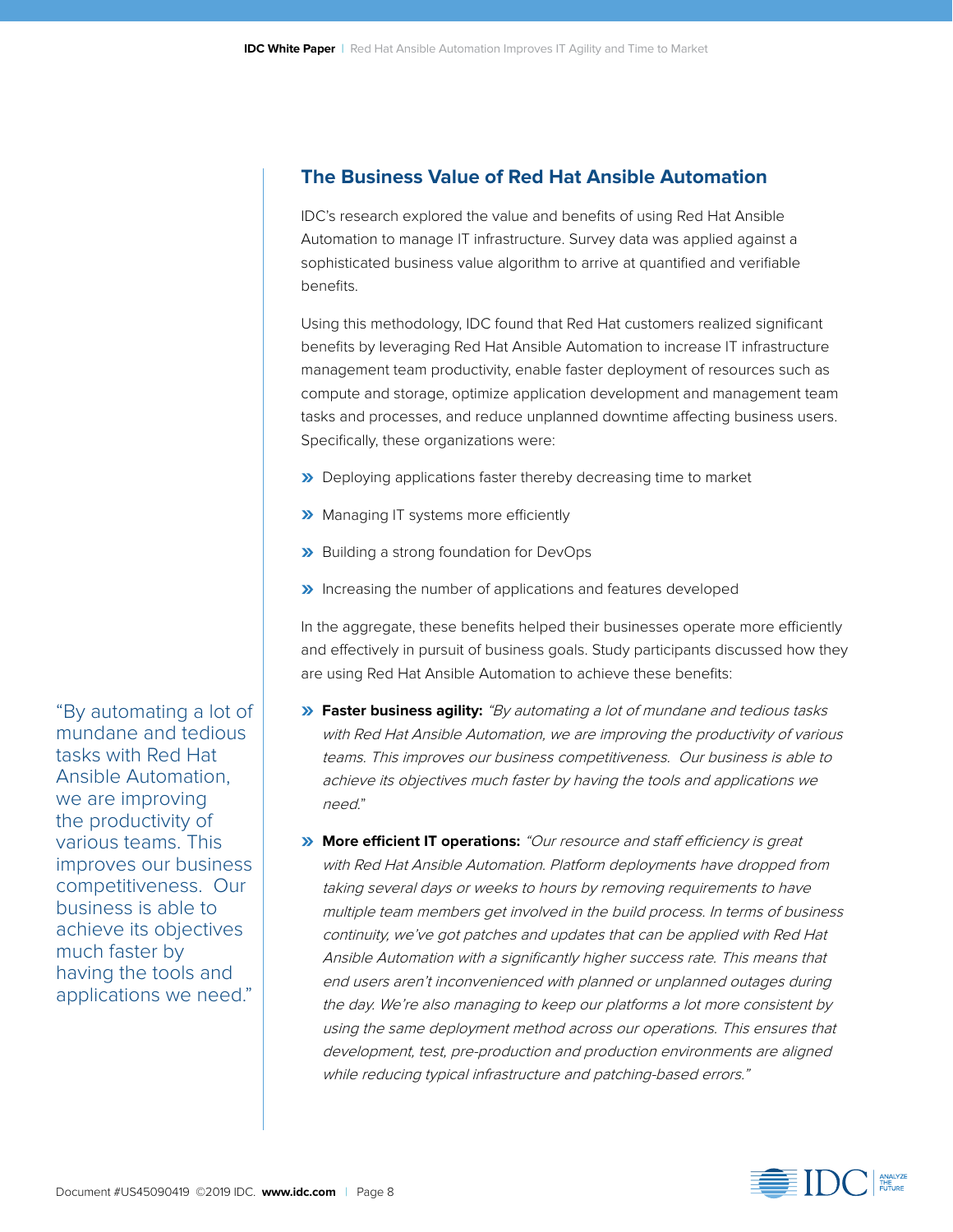## The Business Value of Red Hat Ansible Automation

IDC's research explored the value and benefits of using Red Hat Ansible Automation to manage IT infrastructure. Survey data was applied against a sophisticated business value algorithm to arrive at quantified and verifiable benefits.

Using this methodology, IDC found that Red Hat customers realized significant benefits by leveraging Red Hat Ansible Automation to increase IT infrastructure management team productivity, enable faster deployment of resources such as compute and storage, optimize application development and management team tasks and processes, and reduce unplanned downtime affecting business users. Specifically, these organizations were:

- Deploying applications faster thereby decreasing time to market
- Managing IT systems more efficiently
- Building a strong foundation for DevOps
- Increasing the number of applications and features developed

In the aggregate, these benefits helped their businesses operate more efficiently and effectively in pursuit of business goals. Study participants discussed how they are using Red Hat Ansible Automation to achieve these benefits:

> "By automating a lot of mundane and tedious tasks with Red Hat Ansible Automation, we are improving the productivity of various teams. This improves our business competitiveness. Our business is able to achieve its objectives much faster by having the tools and applications we need."

- **Faster business agility:** *"By automating a lot of mundane and tedious tasks with Red Hat Ansible Automation, we are improving the productivity of various teams. This improves our business competitiveness. Our business is able to achieve its objectives much faster by having the tools and applications we need."*
- **More efficient IT operations:** *"Our resource and staff efficiency is great with Red Hat Ansible Automation. Platform deployments have dropped from taking several days or weeks to hours by removing requirements to have multiple team members get involved in the build process. In terms of business continuity, we've got patches and updates that can be applied with Red Hat Ansible Automation with a significantly higher success rate. This means that end users aren't inconvenienced with planned or unplanned outages during the day. We're also managing to keep our platforms a lot more consistent by using the same deployment method across our operations. This ensures that development, test, pre-production and production environments are aligned while reducing typical infrastructure and patching-based errors."*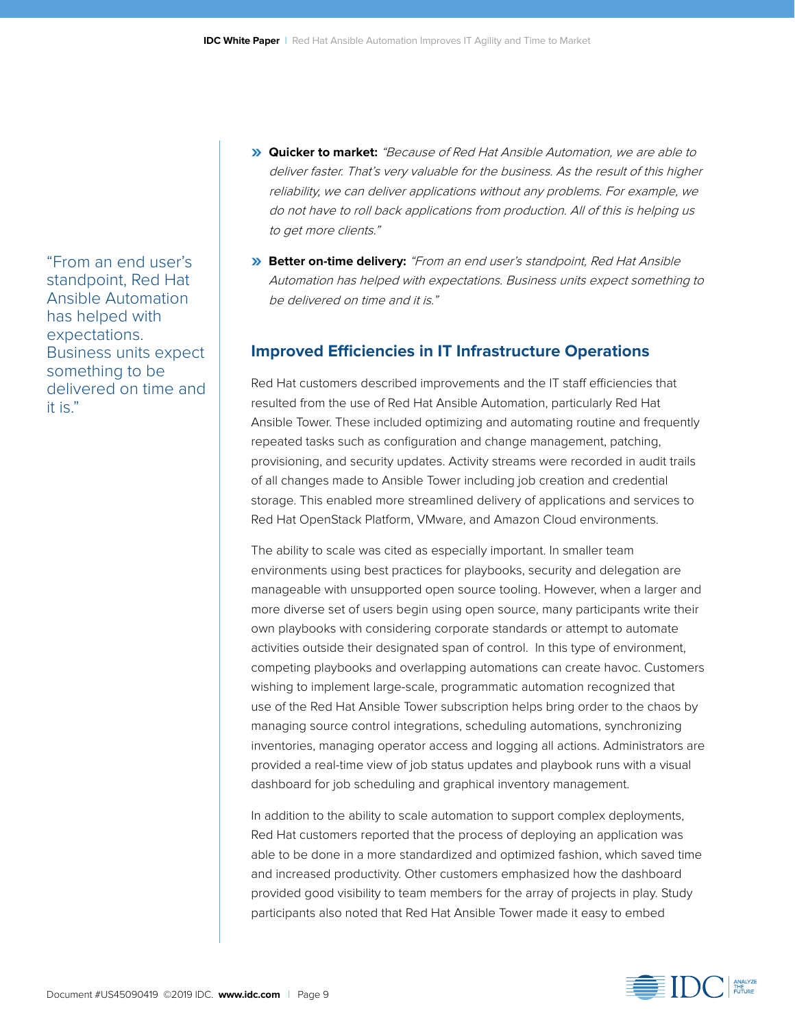- **Quicker to market:** *"Because of Red Hat Ansible Automation, we are able to deliver faster. That's very valuable for the business. As the result of this higher reliability, we can deliver applications without any problems. For example, we do not have to roll back applications from production. All of this is helping us to get more clients."*
- **Better on-time delivery:** *"From an end user's standpoint, Red Hat Ansible Automation has helped with expectations. Business units expect something to be delivered on time and it is."*

"From an end user's standpoint, Red Hat Ansible Automation has helped with expectations. Business units expect something to be delivered on time and it is."

## Improved Efficiencies in IT Infrastructure Operations

Red Hat customers described improvements and the IT staff efficiencies that resulted from the use of Red Hat Ansible Automation, particularly Red Hat Ansible Tower. These included optimizing and automating routine and frequently repeated tasks such as configuration and change management, patching, provisioning, and security updates. Activity streams were recorded in audit trails of all changes made to Ansible Tower including job creation and credential storage. This enabled more streamlined delivery of applications and services to Red Hat OpenStack Platform, VMware, and Amazon Cloud environments.

The ability to scale was cited as especially important. In smaller team environments using best practices for playbooks, security and delegation are manageable with unsupported open source tooling. However, when a larger and more diverse set of users begin using open source, many participants write their own playbooks with considering corporate standards or attempt to automate activities outside their designated span of control. In this type of environment, competing playbooks and overlapping automations can create havoc. Customers wishing to implement large-scale, programmatic automation recognized that use of the Red Hat Ansible Tower subscription helps bring order to the chaos by managing source control integrations, scheduling automations, synchronizing inventories, managing operator access and logging all actions. Administrators are provided a real-time view of job status updates and playbook runs with a visual dashboard for job scheduling and graphical inventory management.

In addition to the ability to scale automation to support complex deployments, Red Hat customers reported that the process of deploying an application was able to be done in a more standardized and optimized fashion, which saved time and increased productivity. Other customers emphasized how the dashboard provided good visibility to team members for the array of projects in play. Study participants also noted that Red Hat Ansible Tower made it easy to embed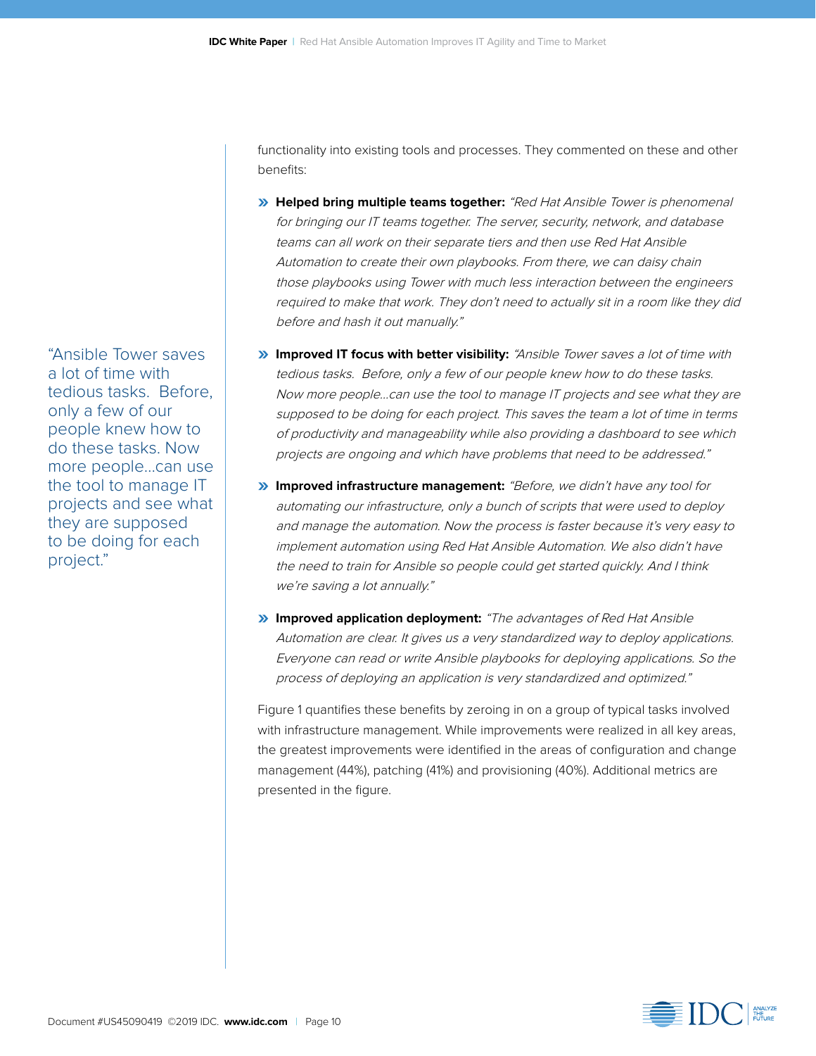> "Ansible Tower saves a lot of time with tedious tasks. Before, only a few of our people knew how to do these tasks. Now more people...can use the tool to manage IT projects and see what they are supposed to be doing for each project."

functionality into existing tools and processes. They commented on these and other benefits:

- **Helped bring multiple teams together:** *"Red Hat Ansible Tower is phenomenal for bringing our IT teams together. The server, security, network, and database teams can all work on their separate tiers and then use Red Hat Ansible Automation to create their own playbooks. From there, we can daisy chain those playbooks using Tower with much less interaction between the engineers required to make that work. They don't need to actually sit in a room like they did before and hash it out manually."*
- **Improved IT focus with better visibility:** *"Ansible Tower saves a lot of time with tedious tasks. Before, only a few of our people knew how to do these tasks. Now more people...can use the tool to manage IT projects and see what they are supposed to be doing for each project. This saves the team a lot of time in terms of productivity and manageability while also providing a dashboard to see which projects are ongoing and which have problems that need to be addressed."*
- **Improved infrastructure management:** *"Before, we didn't have any tool for automating our infrastructure, only a bunch of scripts that were used to deploy and manage the automation. Now the process is faster because it's very easy to implement automation using Red Hat Ansible Automation. We also didn't have the need to train for Ansible so people could get started quickly. And I think we're saving a lot annually."*
- **Improved application deployment:** *"The advantages of Red Hat Ansible Automation are clear. It gives us a very standardized way to deploy applications. Everyone can read or write Ansible playbooks for deploying applications. So the process of deploying an application is very standardized and optimized."*

Figure 1 quantifies these benefits by zeroing in on a group of typical tasks involved with infrastructure management. While improvements were realized in all key areas, the greatest improvements were identified in the areas of configuration and change management (44%), patching (41%) and provisioning (40%). Additional metrics are presented in the figure.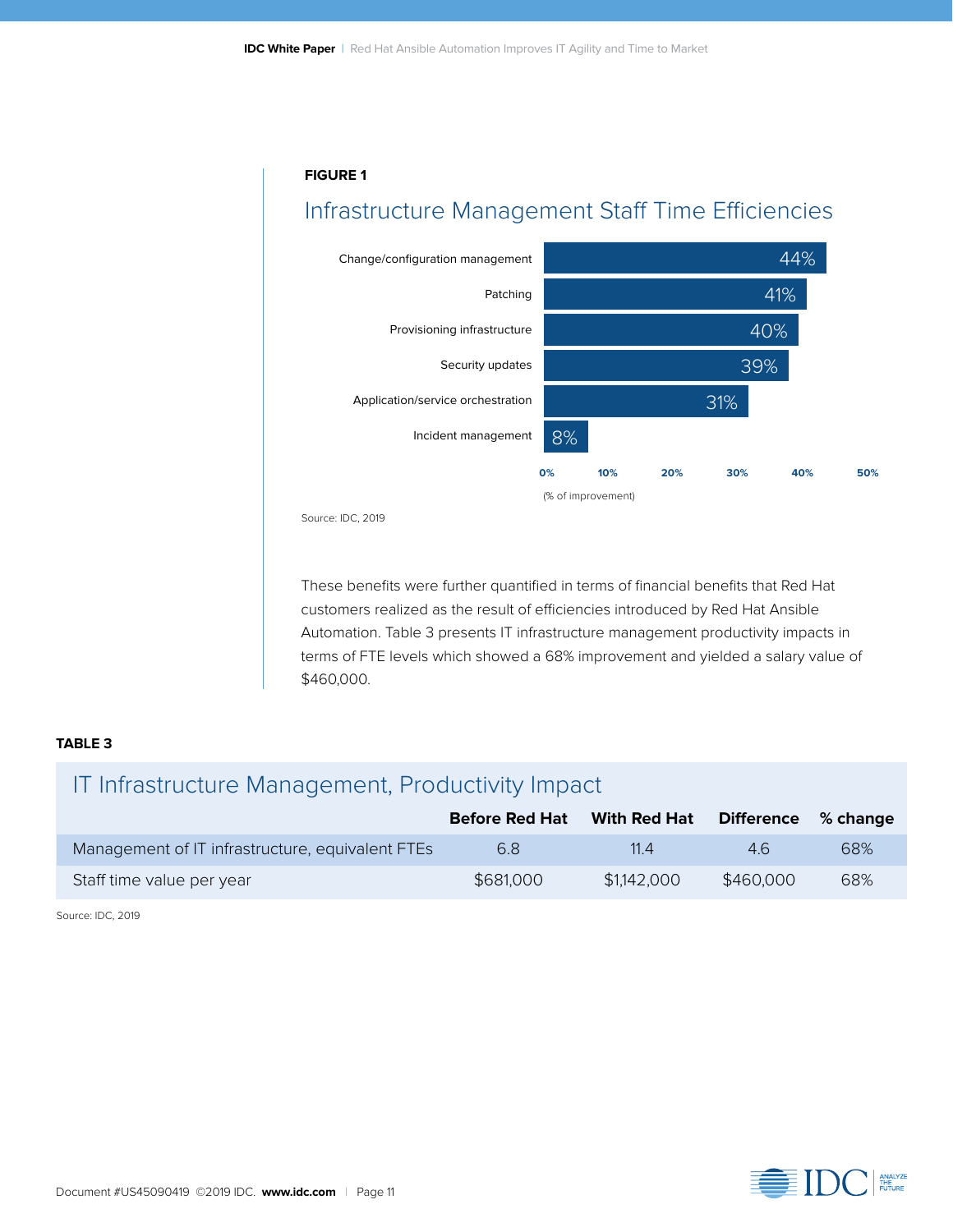**FIGURE 1**

## Infrastructure Management Staff Time Efficiencies

| Task | % of improvement |
|---|---|
| Change/configuration management | 44% |
| Patching | 41% |
| Provisioning infrastructure | 40% |
| Security updates | 39% |
| Application/service orchestration | 31% |
| Incident management | 8% |

(% of improvement)

Source: IDC, 2019

These benefits were further quantified in terms of financial benefits that Red Hat customers realized as the result of efficiencies introduced by Red Hat Ansible Automation. Table 3 presents IT infrastructure management productivity impacts in terms of FTE levels which showed a 68% improvement and yielded a salary value of $460,000.

**TABLE 3**

## IT Infrastructure Management, Productivity Impact

| | Before Red Hat | With Red Hat | Difference | % change |
|---|---|---|---|---|
| Management of IT infrastructure, equivalent FTEs | 6.8 | 11.4 | 4.6 | 68% |
| Staff time value per year | $681,000 | $1,142,000 | $460,000 | 68% |

Source: IDC, 2019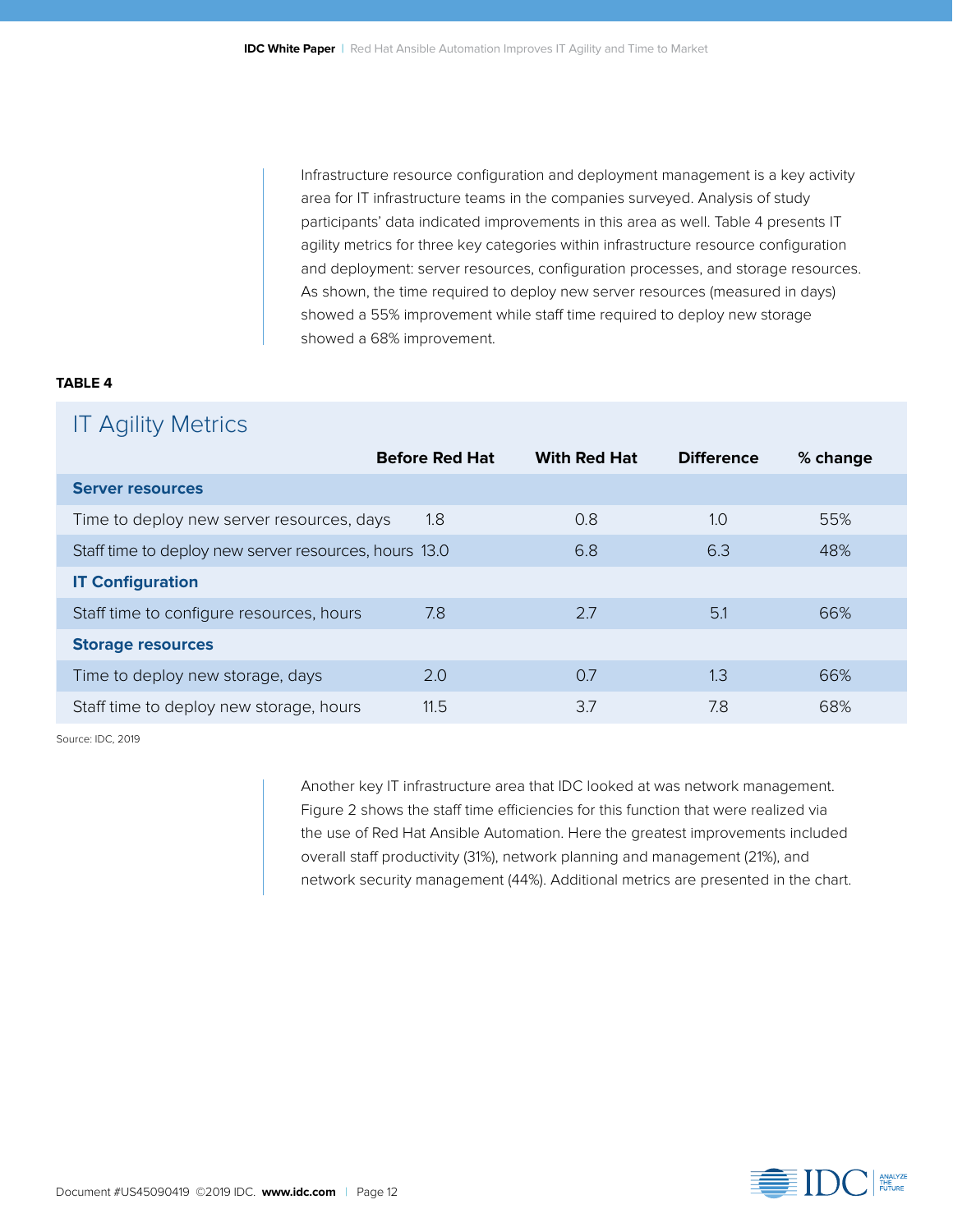Infrastructure resource configuration and deployment management is a key activity area for IT infrastructure teams in the companies surveyed. Analysis of study participants' data indicated improvements in this area as well. Table 4 presents IT agility metrics for three key categories within infrastructure resource configuration and deployment: server resources, configuration processes, and storage resources. As shown, the time required to deploy new server resources (measured in days) showed a 55% improvement while staff time required to deploy new storage showed a 68% improvement.

**TABLE 4**

## IT Agility Metrics

| | Before Red Hat | With Red Hat | Difference | % change |
|---|---|---|---|---|
| **Server resources** | | | | |
| Time to deploy new server resources, days | 1.8 | 0.8 | 1.0 | 55% |
| Staff time to deploy new server resources, hours | 13.0 | 6.8 | 6.3 | 48% |
| **IT Configuration** | | | | |
| Staff time to configure resources, hours | 7.8 | 2.7 | 5.1 | 66% |
| **Storage resources** | | | | |
| Time to deploy new storage, days | 2.0 | 0.7 | 1.3 | 66% |
| Staff time to deploy new storage, hours | 11.5 | 3.7 | 7.8 | 68% |

Source: IDC, 2019

Another key IT infrastructure area that IDC looked at was network management. Figure 2 shows the staff time efficiencies for this function that were realized via the use of Red Hat Ansible Automation. Here the greatest improvements included overall staff productivity (31%), network planning and management (21%), and network security management (44%). Additional metrics are presented in the chart.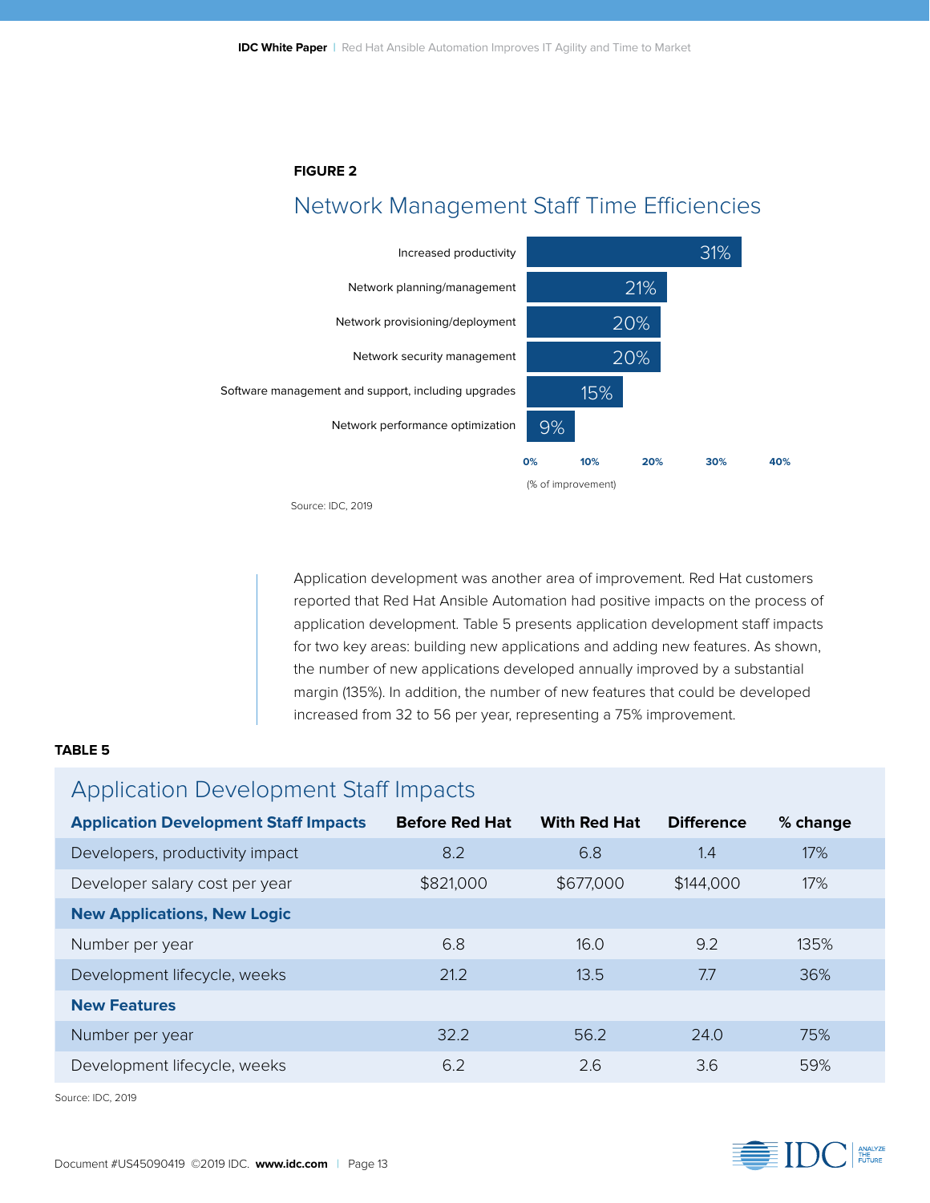**FIGURE 2**

## Network Management Staff Time Efficiencies

| Category | % of improvement |
|---|---|
| Increased productivity | 31% |
| Network planning/management | 21% |
| Network provisioning/deployment | 20% |
| Network security management | 20% |
| Software management and support, including upgrades | 15% |
| Network performance optimization | 9% |

Source: IDC, 2019

Application development was another area of improvement. Red Hat customers reported that Red Hat Ansible Automation had positive impacts on the process of application development. Table 5 presents application development staff impacts for two key areas: building new applications and adding new features. As shown, the number of new applications developed annually improved by a substantial margin (135%). In addition, the number of new features that could be developed increased from 32 to 56 per year, representing a 75% improvement.

**TABLE 5**

## Application Development Staff Impacts

| Application Development Staff Impacts | Before Red Hat | With Red Hat | Difference | % change |
|---|---|---|---|---|
| Developers, productivity impact | 8.2 | 6.8 | 1.4 | 17% |
| Developer salary cost per year | $821,000 | $677,000 | $144,000 | 17% |
| **New Applications, New Logic** | | | | |
| Number per year | 6.8 | 16.0 | 9.2 | 135% |
| Development lifecycle, weeks | 21.2 | 13.5 | 7.7 | 36% |
| **New Features** | | | | |
| Number per year | 32.2 | 56.2 | 24.0 | 75% |
| Development lifecycle, weeks | 6.2 | 2.6 | 3.6 | 59% |

Source: IDC, 2019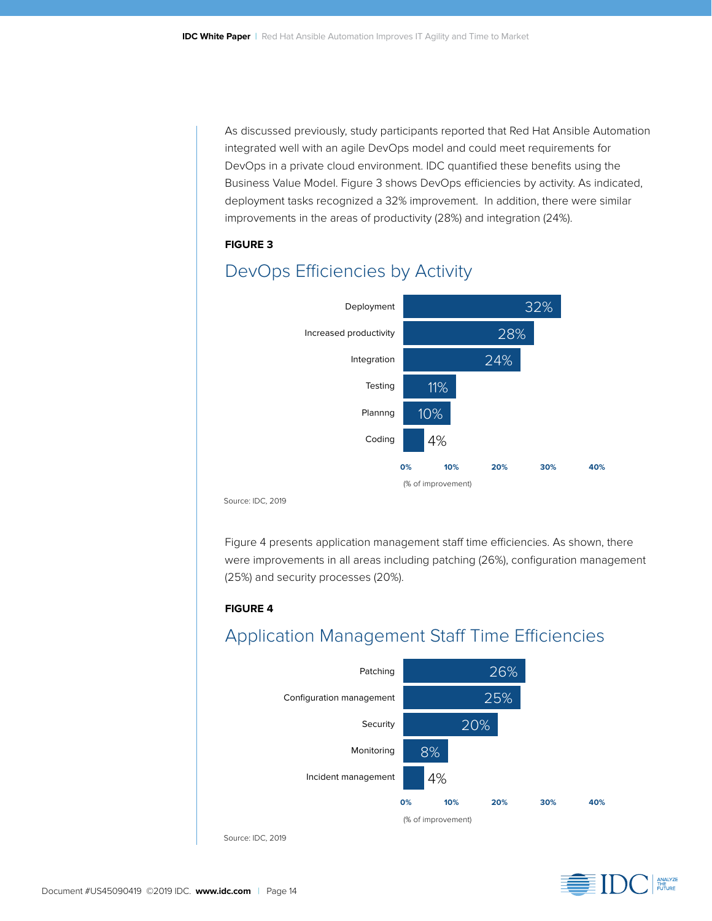As discussed previously, study participants reported that Red Hat Ansible Automation integrated well with an agile DevOps model and could meet requirements for DevOps in a private cloud environment. IDC quantified these benefits using the Business Value Model. Figure 3 shows DevOps efficiencies by activity. As indicated, deployment tasks recognized a 32% improvement. In addition, there were similar improvements in the areas of productivity (28%) and integration (24%).

**FIGURE 3**

## DevOps Efficiencies by Activity

| Activity | % of improvement |
| --- | --- |
| Deployment | 32% |
| Increased productivity | 28% |
| Integration | 24% |
| Testing | 11% |
| Plannng | 10% |
| Coding | 4% |

(% of improvement)

Source: IDC, 2019

Figure 4 presents application management staff time efficiencies. As shown, there were improvements in all areas including patching (26%), configuration management (25%) and security processes (20%).

**FIGURE 4**

## Application Management Staff Time Efficiencies

| Area | % of improvement |
| --- | --- |
| Patching | 26% |
| Configuration management | 25% |
| Security | 20% |
| Monitoring | 8% |
| Incident management | 4% |

(% of improvement)

Source: IDC, 2019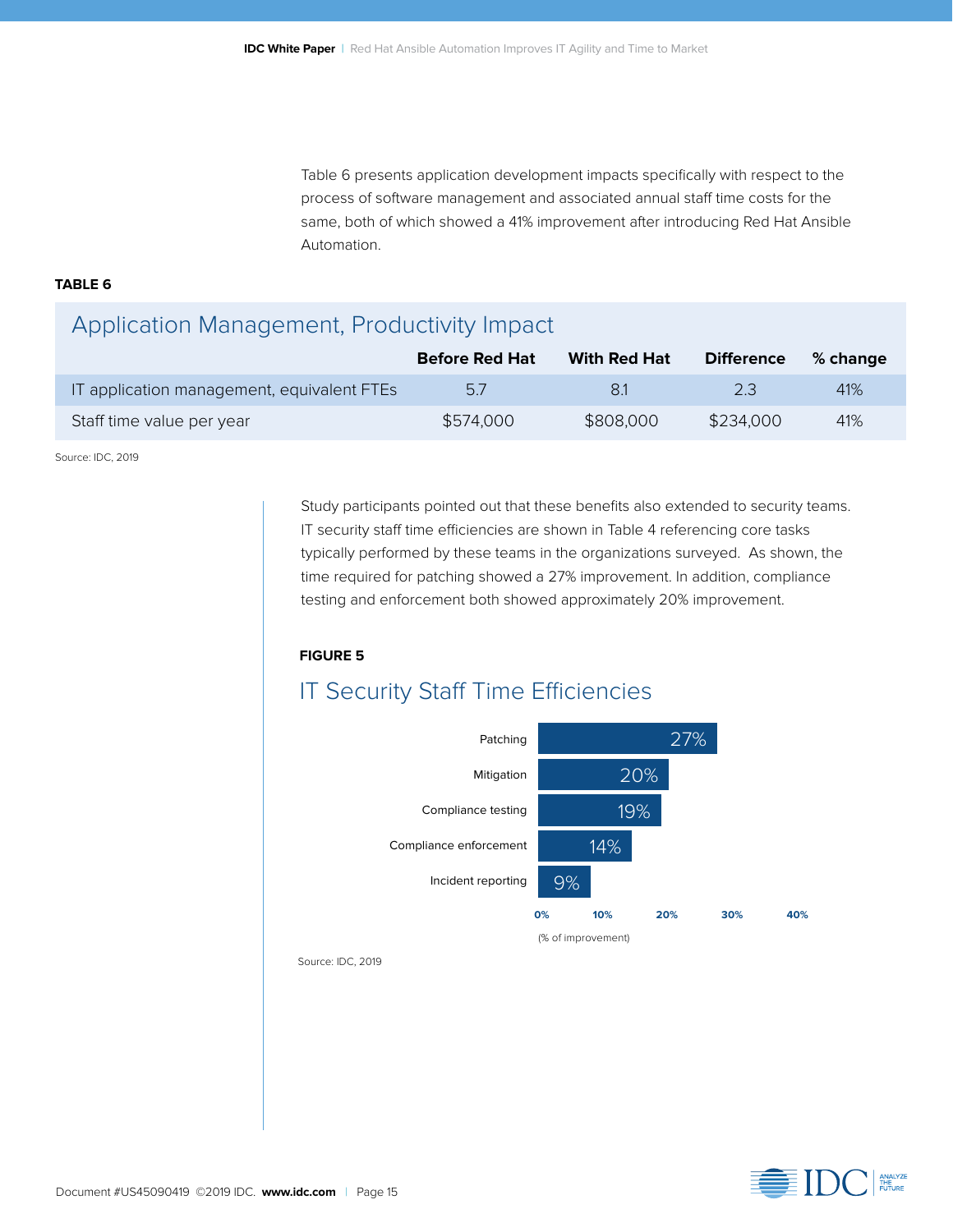Table 6 presents application development impacts specifically with respect to the process of software management and associated annual staff time costs for the same, both of which showed a 41% improvement after introducing Red Hat Ansible Automation.

**TABLE 6**

## Application Management, Productivity Impact

| | Before Red Hat | With Red Hat | Difference | % change |
|---|---|---|---|---|
| IT application management, equivalent FTEs | 5.7 | 8.1 | 2.3 | 41% |
| Staff time value per year | $574,000 | $808,000 | $234,000 | 41% |

Source: IDC, 2019

Study participants pointed out that these benefits also extended to security teams. IT security staff time efficiencies are shown in Table 4 referencing core tasks typically performed by these teams in the organizations surveyed. As shown, the time required for patching showed a 27% improvement. In addition, compliance testing and enforcement both showed approximately 20% improvement.

**FIGURE 5**

## IT Security Staff Time Efficiencies

| Task | % of improvement |
|---|---|
| Patching | 27% |
| Mitigation | 20% |
| Compliance testing | 19% |
| Compliance enforcement | 14% |
| Incident reporting | 9% |

(% of improvement)

Source: IDC, 2019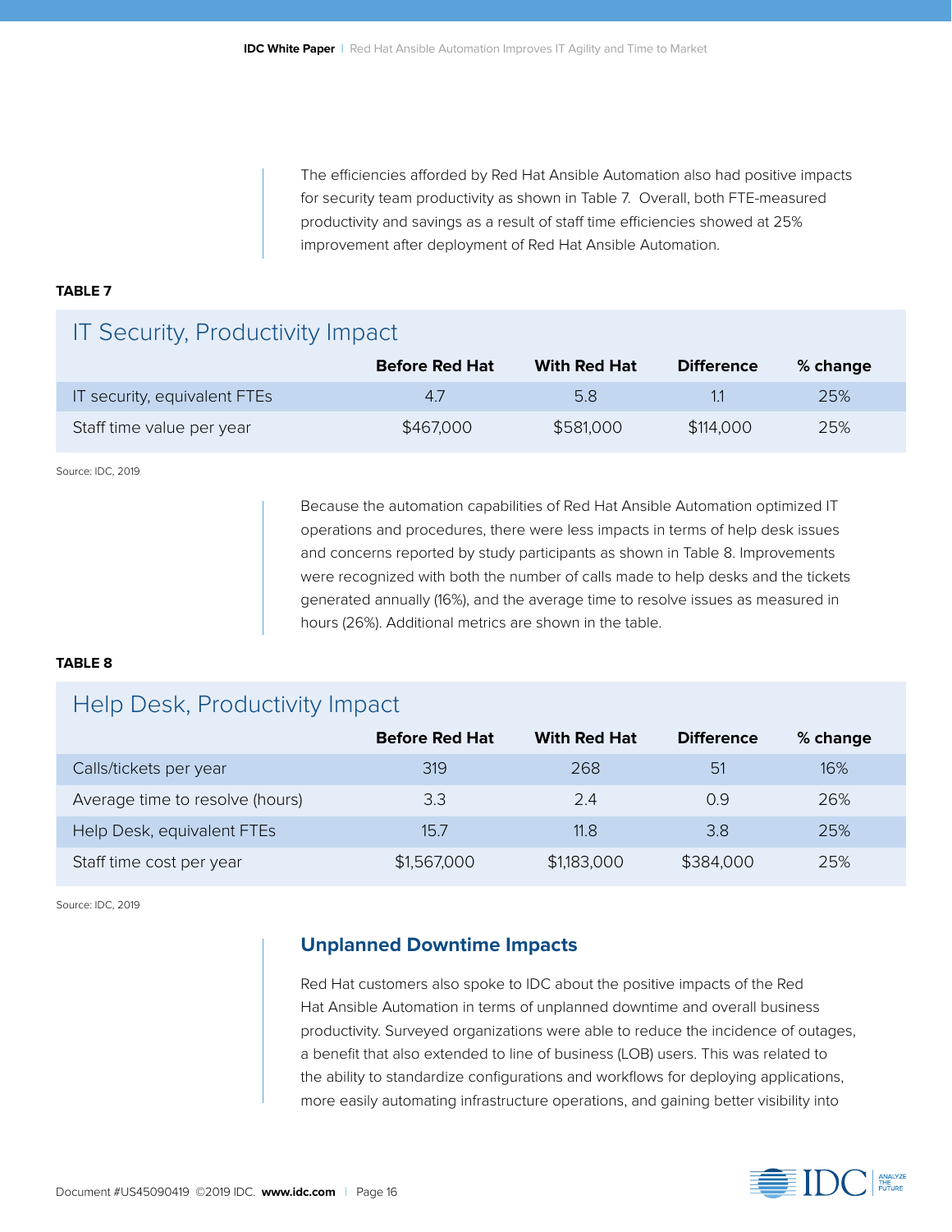The efficiencies afforded by Red Hat Ansible Automation also had positive impacts for security team productivity as shown in Table 7. Overall, both FTE-measured productivity and savings as a result of staff time efficiencies showed at 25% improvement after deployment of Red Hat Ansible Automation.

**TABLE 7**

## IT Security, Productivity Impact

| | Before Red Hat | With Red Hat | Difference | % change |
|---|---|---|---|---|
| IT security, equivalent FTEs | 4.7 | 5.8 | 1.1 | 25% |
| Staff time value per year | $467,000 | $581,000 | $114,000 | 25% |

Source: IDC, 2019

Because the automation capabilities of Red Hat Ansible Automation optimized IT operations and procedures, there were less impacts in terms of help desk issues and concerns reported by study participants as shown in Table 8. Improvements were recognized with both the number of calls made to help desks and the tickets generated annually (16%), and the average time to resolve issues as measured in hours (26%). Additional metrics are shown in the table.

**TABLE 8**

## Help Desk, Productivity Impact

| | Before Red Hat | With Red Hat | Difference | % change |
|---|---|---|---|---|
| Calls/tickets per year | 319 | 268 | 51 | 16% |
| Average time to resolve (hours) | 3.3 | 2.4 | 0.9 | 26% |
| Help Desk, equivalent FTEs | 15.7 | 11.8 | 3.8 | 25% |
| Staff time cost per year | $1,567,000 | $1,183,000 | $384,000 | 25% |

Source: IDC, 2019

### Unplanned Downtime Impacts

Red Hat customers also spoke to IDC about the positive impacts of the Red Hat Ansible Automation in terms of unplanned downtime and overall business productivity. Surveyed organizations were able to reduce the incidence of outages, a benefit that also extended to line of business (LOB) users. This was related to the ability to standardize configurations and workflows for deploying applications, more easily automating infrastructure operations, and gaining better visibility into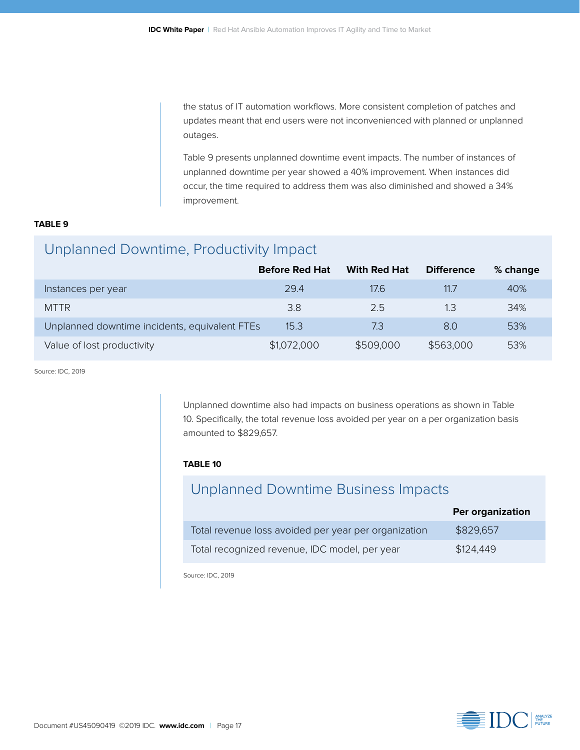the status of IT automation workflows. More consistent completion of patches and updates meant that end users were not inconvenienced with planned or unplanned outages.

Table 9 presents unplanned downtime event impacts. The number of instances of unplanned downtime per year showed a 40% improvement. When instances did occur, the time required to address them was also diminished and showed a 34% improvement.

**TABLE 9**

## Unplanned Downtime, Productivity Impact

| | Before Red Hat | With Red Hat | Difference | % change |
|---|---|---|---|---|
| Instances per year | 29.4 | 17.6 | 11.7 | 40% |
| MTTR | 3.8 | 2.5 | 1.3 | 34% |
| Unplanned downtime incidents, equivalent FTEs | 15.3 | 7.3 | 8.0 | 53% |
| Value of lost productivity | $1,072,000 | $509,000 | $563,000 | 53% |

Source: IDC, 2019

Unplanned downtime also had impacts on business operations as shown in Table 10. Specifically, the total revenue loss avoided per year on a per organization basis amounted to $829,657.

**TABLE 10**

## Unplanned Downtime Business Impacts

| | Per organization |
|---|---|
| Total revenue loss avoided per year per organization | $829,657 |
| Total recognized revenue, IDC model, per year | $124,449 |

Source: IDC, 2019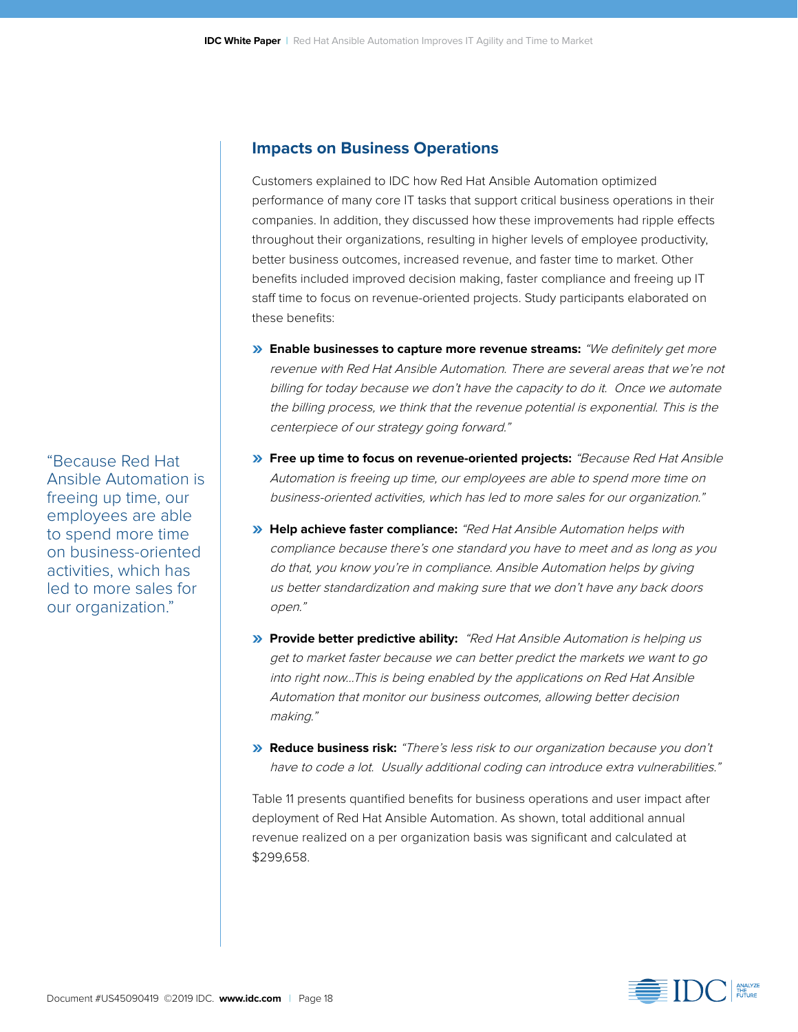## Impacts on Business Operations

Customers explained to IDC how Red Hat Ansible Automation optimized performance of many core IT tasks that support critical business operations in their companies. In addition, they discussed how these improvements had ripple effects throughout their organizations, resulting in higher levels of employee productivity, better business outcomes, increased revenue, and faster time to market. Other benefits included improved decision making, faster compliance and freeing up IT staff time to focus on revenue-oriented projects. Study participants elaborated on these benefits:

- **Enable businesses to capture more revenue streams:** *"We definitely get more revenue with Red Hat Ansible Automation. There are several areas that we're not billing for today because we don't have the capacity to do it. Once we automate the billing process, we think that the revenue potential is exponential. This is the centerpiece of our strategy going forward."*
- **Free up time to focus on revenue-oriented projects:** *"Because Red Hat Ansible Automation is freeing up time, our employees are able to spend more time on business-oriented activities, which has led to more sales for our organization."*
- **Help achieve faster compliance:** *"Red Hat Ansible Automation helps with compliance because there's one standard you have to meet and as long as you do that, you know you're in compliance. Ansible Automation helps by giving us better standardization and making sure that we don't have any back doors open."*
- **Provide better predictive ability:** *"Red Hat Ansible Automation is helping us get to market faster because we can better predict the markets we want to go into right now...This is being enabled by the applications on Red Hat Ansible Automation that monitor our business outcomes, allowing better decision making."*
- **Reduce business risk:** *"There's less risk to our organization because you don't have to code a lot. Usually additional coding can introduce extra vulnerabilities."*

Table 11 presents quantified benefits for business operations and user impact after deployment of Red Hat Ansible Automation. As shown, total additional annual revenue realized on a per organization basis was significant and calculated at $299,658.

"Because Red Hat Ansible Automation is freeing up time, our employees are able to spend more time on business-oriented activities, which has led to more sales for our organization."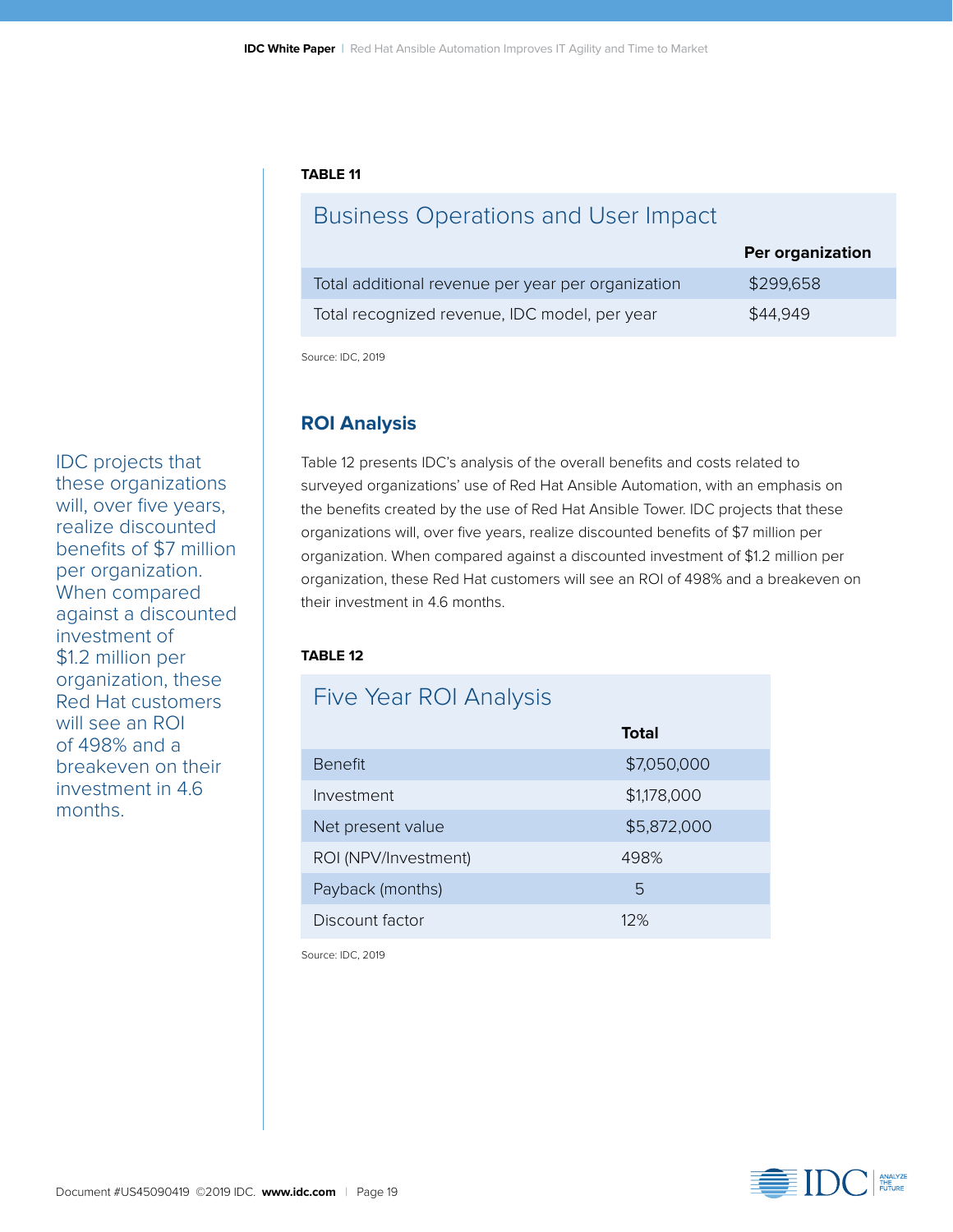**TABLE 11**

| Business Operations and User Impact | Per organization |
| --- | --- |
| Total additional revenue per year per organization | $299,658 |
| Total recognized revenue, IDC model, per year | $44,949 |

Source: IDC, 2019

## ROI Analysis

IDC projects that these organizations will, over five years, realize discounted benefits of $7 million per organization. When compared against a discounted investment of $1.2 million per organization, these Red Hat customers will see an ROI of 498% and a breakeven on their investment in 4.6 months.

Table 12 presents IDC's analysis of the overall benefits and costs related to surveyed organizations' use of Red Hat Ansible Automation, with an emphasis on the benefits created by the use of Red Hat Ansible Tower. IDC projects that these organizations will, over five years, realize discounted benefits of $7 million per organization. When compared against a discounted investment of $1.2 million per organization, these Red Hat customers will see an ROI of 498% and a breakeven on their investment in 4.6 months.

**TABLE 12**

| Five Year ROI Analysis | Total |
| --- | --- |
| Benefit | $7,050,000 |
| Investment | $1,178,000 |
| Net present value | $5,872,000 |
| ROI (NPV/Investment) | 498% |
| Payback (months) | 5 |
| Discount factor | 12% |

Source: IDC, 2019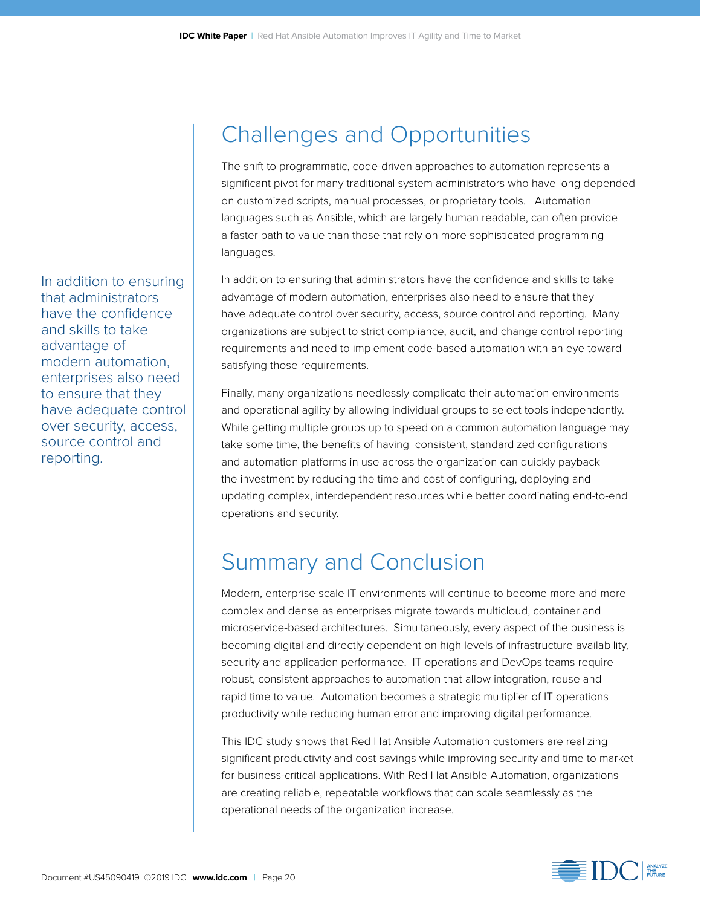## Challenges and Opportunities

The shift to programmatic, code-driven approaches to automation represents a significant pivot for many traditional system administrators who have long depended on customized scripts, manual processes, or proprietary tools. Automation languages such as Ansible, which are largely human readable, can often provide a faster path to value than those that rely on more sophisticated programming languages.

> In addition to ensuring that administrators have the confidence and skills to take advantage of modern automation, enterprises also need to ensure that they have adequate control over security, access, source control and reporting.

In addition to ensuring that administrators have the confidence and skills to take advantage of modern automation, enterprises also need to ensure that they have adequate control over security, access, source control and reporting. Many organizations are subject to strict compliance, audit, and change control reporting requirements and need to implement code-based automation with an eye toward satisfying those requirements.

Finally, many organizations needlessly complicate their automation environments and operational agility by allowing individual groups to select tools independently. While getting multiple groups up to speed on a common automation language may take some time, the benefits of having consistent, standardized configurations and automation platforms in use across the organization can quickly payback the investment by reducing the time and cost of configuring, deploying and updating complex, interdependent resources while better coordinating end-to-end operations and security.

## Summary and Conclusion

Modern, enterprise scale IT environments will continue to become more and more complex and dense as enterprises migrate towards multicloud, container and microservice-based architectures. Simultaneously, every aspect of the business is becoming digital and directly dependent on high levels of infrastructure availability, security and application performance. IT operations and DevOps teams require robust, consistent approaches to automation that allow integration, reuse and rapid time to value. Automation becomes a strategic multiplier of IT operations productivity while reducing human error and improving digital performance.

This IDC study shows that Red Hat Ansible Automation customers are realizing significant productivity and cost savings while improving security and time to market for business-critical applications. With Red Hat Ansible Automation, organizations are creating reliable, repeatable workflows that can scale seamlessly as the operational needs of the organization increase.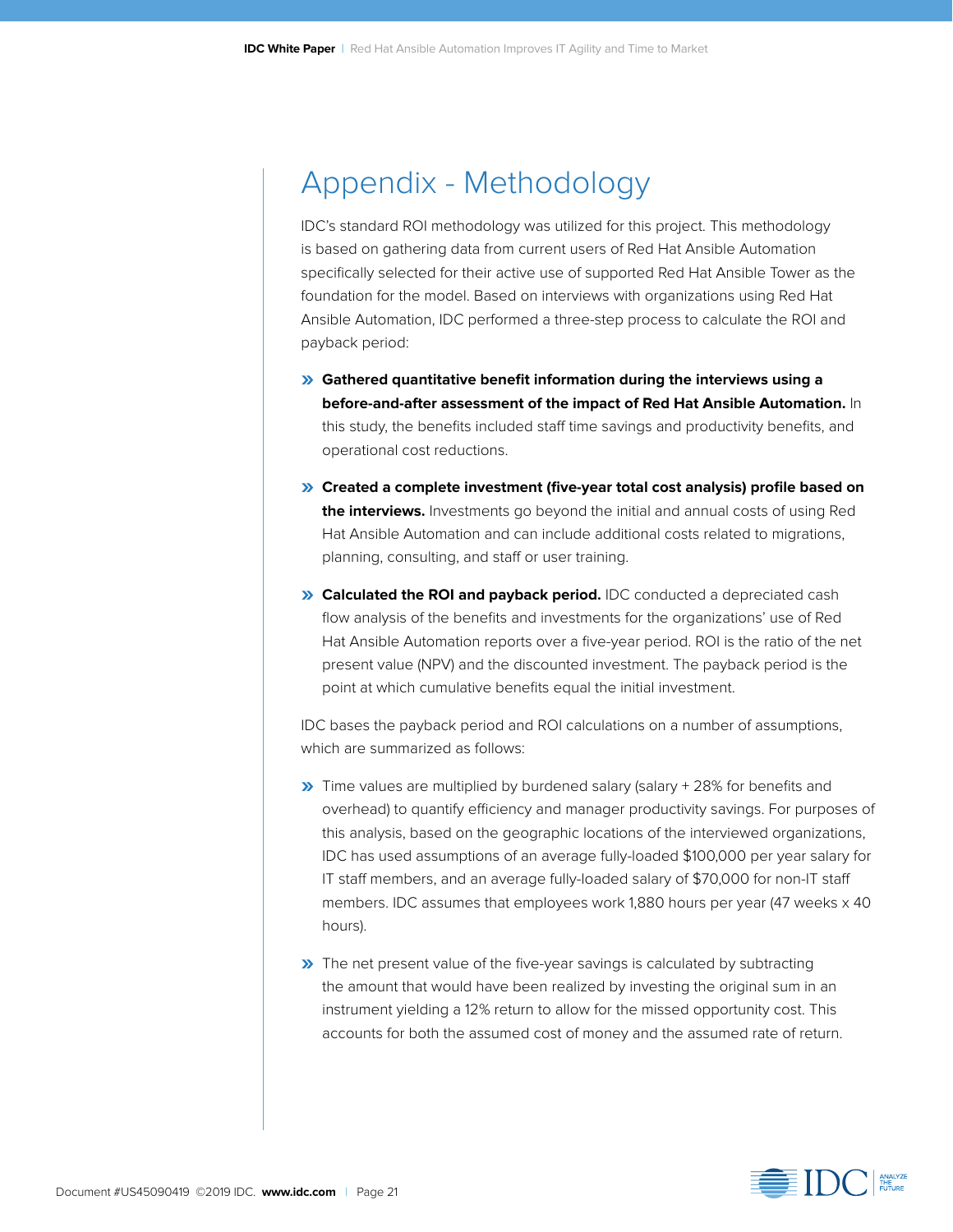# Appendix - Methodology

IDC's standard ROI methodology was utilized for this project. This methodology is based on gathering data from current users of Red Hat Ansible Automation specifically selected for their active use of supported Red Hat Ansible Tower as the foundation for the model. Based on interviews with organizations using Red Hat Ansible Automation, IDC performed a three-step process to calculate the ROI and payback period:

- **Gathered quantitative benefit information during the interviews using a before-and-after assessment of the impact of Red Hat Ansible Automation.** In this study, the benefits included staff time savings and productivity benefits, and operational cost reductions.
- **Created a complete investment (five-year total cost analysis) profile based on the interviews.** Investments go beyond the initial and annual costs of using Red Hat Ansible Automation and can include additional costs related to migrations, planning, consulting, and staff or user training.
- **Calculated the ROI and payback period.** IDC conducted a depreciated cash flow analysis of the benefits and investments for the organizations' use of Red Hat Ansible Automation reports over a five-year period. ROI is the ratio of the net present value (NPV) and the discounted investment. The payback period is the point at which cumulative benefits equal the initial investment.

IDC bases the payback period and ROI calculations on a number of assumptions, which are summarized as follows:

- Time values are multiplied by burdened salary (salary + 28% for benefits and overhead) to quantify efficiency and manager productivity savings. For purposes of this analysis, based on the geographic locations of the interviewed organizations, IDC has used assumptions of an average fully-loaded $100,000 per year salary for IT staff members, and an average fully-loaded salary of $70,000 for non-IT staff members. IDC assumes that employees work 1,880 hours per year (47 weeks x 40 hours).
- The net present value of the five-year savings is calculated by subtracting the amount that would have been realized by investing the original sum in an instrument yielding a 12% return to allow for the missed opportunity cost. This accounts for both the assumed cost of money and the assumed rate of return.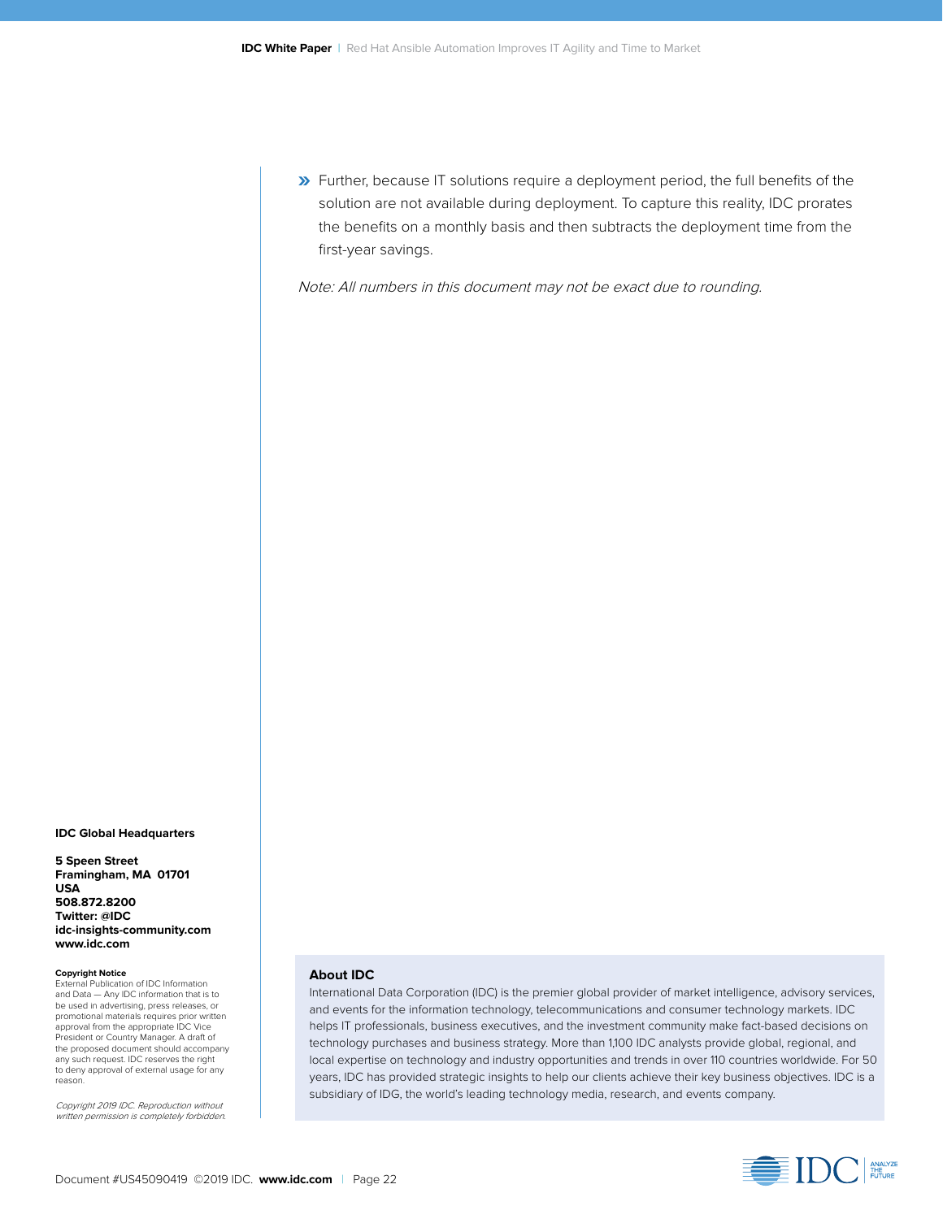- Further, because IT solutions require a deployment period, the full benefits of the solution are not available during deployment. To capture this reality, IDC prorates the benefits on a monthly basis and then subtracts the deployment time from the first-year savings.

*Note: All numbers in this document may not be exact due to rounding.*

**IDC Global Headquarters**

**5 Speen Street**
**Framingham, MA 01701**
**USA**
**508.872.8200**
**Twitter: @IDC**
**idc-insights-community.com**
**www.idc.com**

**Copyright Notice**

External Publication of IDC Information and Data — Any IDC information that is to be used in advertising, press releases, or promotional materials requires prior written approval from the appropriate IDC Vice President or Country Manager. A draft of the proposed document should accompany any such request. IDC reserves the right to deny approval of external usage for any reason.

*Copyright 2019 IDC. Reproduction without written permission is completely forbidden.*

**About IDC**

International Data Corporation (IDC) is the premier global provider of market intelligence, advisory services, and events for the information technology, telecommunications and consumer technology markets. IDC helps IT professionals, business executives, and the investment community make fact-based decisions on technology purchases and business strategy. More than 1,100 IDC analysts provide global, regional, and local expertise on technology and industry opportunities and trends in over 110 countries worldwide. For 50 years, IDC has provided strategic insights to help our clients achieve their key business objectives. IDC is a subsidiary of IDG, the world's leading technology media, research, and events company.